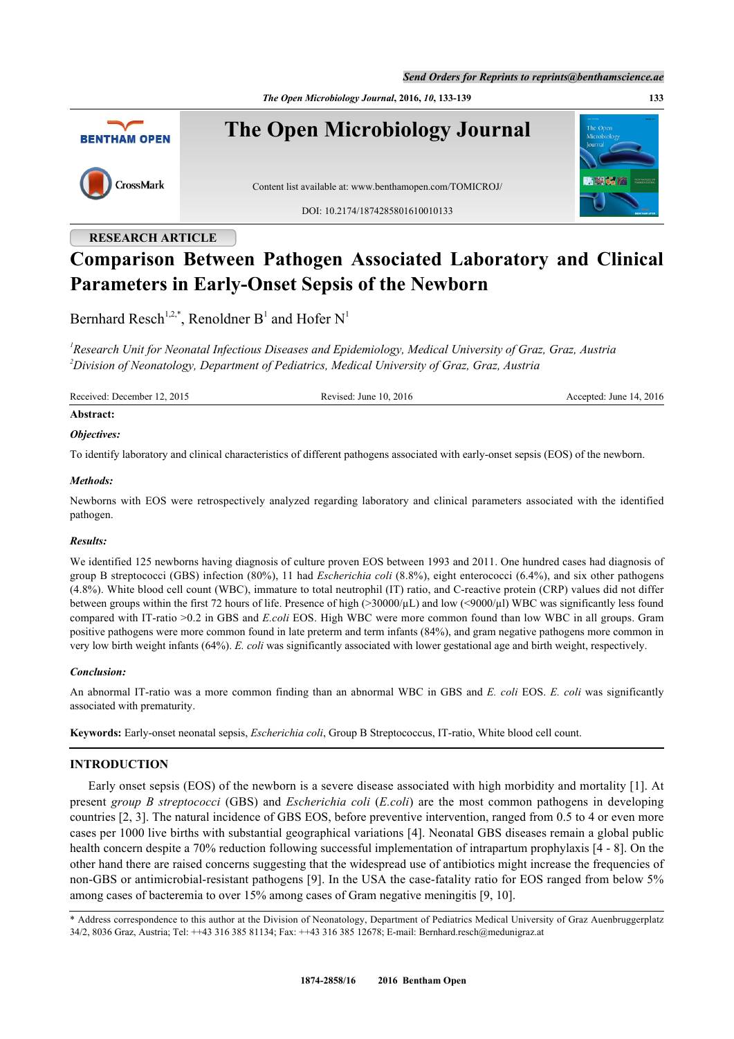RESEARCH ARTICLE

# Comparison Between Pathogen Associated Laboratory and Clinical Parameters in Early-Onset Sepsis of the Newborn

Bernhard Resch[1,2,*], Renoldner B[1] and Hofer N[1]

[1] *Research Unit for Neonatal Infectious Diseases and Epidemiology, Medical University of Graz, Graz, Austria*
[2] *Division of Neonatology, Department of Pediatrics, Medical University of Graz, Graz, Austria*

Received: December 12, 2015 Revised: June 10, 2016 Accepted: June 14, 2016

**Abstract:**

***Objectives:***

To identify laboratory and clinical characteristics of different pathogens associated with early-onset sepsis (EOS) of the newborn.

***Methods:***

Newborns with EOS were retrospectively analyzed regarding laboratory and clinical parameters associated with the identified pathogen.

***Results:***

We identified 125 newborns having diagnosis of culture proven EOS between 1993 and 2011. One hundred cases had diagnosis of group B streptococci (GBS) infection (80%), 11 had *Escherichia coli* (8.8%), eight enterococci (6.4%), and six other pathogens (4.8%). White blood cell count (WBC), immature to total neutrophil (IT) ratio, and C-reactive protein (CRP) values did not differ between groups within the first 72 hours of life. Presence of high (>30000/µL) and low (<9000/µl) WBC was significantly less found compared with IT-ratio >0.2 in GBS and *E.coli* EOS. High WBC were more common found than low WBC in all groups. Gram positive pathogens were more common found in late preterm and term infants (84%), and gram negative pathogens more common in very low birth weight infants (64%). *E. coli* was significantly associated with lower gestational age and birth weight, respectively.

***Conclusion:***

An abnormal IT-ratio was a more common finding than an abnormal WBC in GBS and *E. coli* EOS. *E. coli* was significantly associated with prematurity.

**Keywords:** Early-onset neonatal sepsis, *Escherichia coli*, Group B Streptococcus, IT-ratio, White blood cell count.

## INTRODUCTION

Early onset sepsis (EOS) of the newborn is a severe disease associated with high morbidity and mortality [1]. At present *group B streptococci* (GBS) and *Escherichia coli* (*E.coli*) are the most common pathogens in developing countries [2, 3]. The natural incidence of GBS EOS, before preventive intervention, ranged from 0.5 to 4 or even more cases per 1000 live births with substantial geographical variations [4]. Neonatal GBS diseases remain a global public health concern despite a 70% reduction following successful implementation of intrapartum prophylaxis [4 - 8]. On the other hand there are raised concerns suggesting that the widespread use of antibiotics might increase the frequencies of non-GBS or antimicrobial-resistant pathogens [9]. In the USA the case-fatality ratio for EOS ranged from below 5% among cases of bacteremia to over 15% among cases of Gram negative meningitis [9, 10].

* Address correspondence to this author at the Division of Neonatology, Department of Pediatrics Medical University of Graz Auenbruggerplatz 34/2, 8036 Graz, Austria; Tel: ++43 316 385 81134; Fax: ++43 316 385 12678; E-mail: Bernhard.resch@medunigraz.at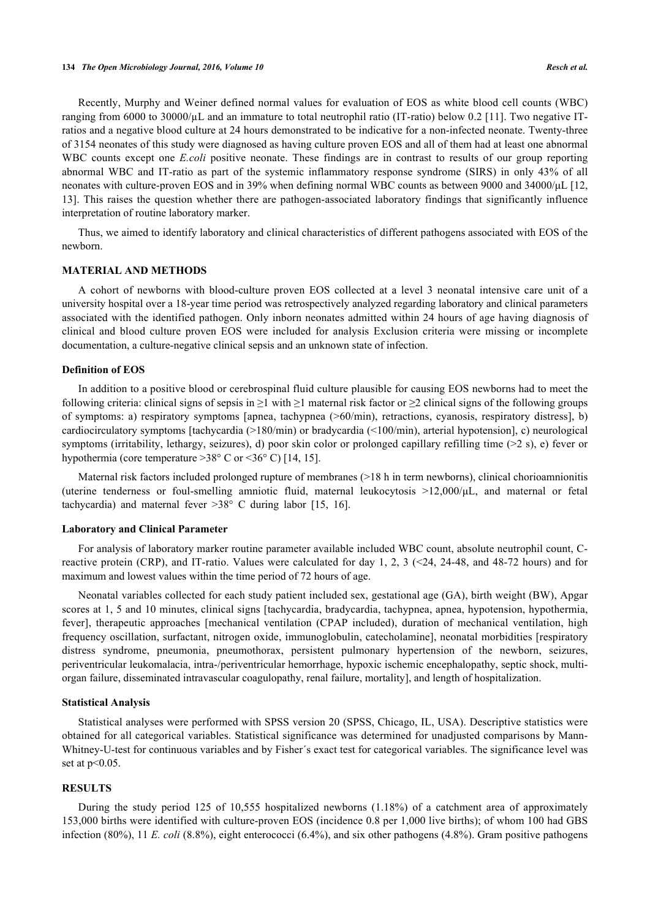Recently, Murphy and Weiner defined normal values for evaluation of EOS as white blood cell counts (WBC) ranging from 6000 to 30000/µL and an immature to total neutrophil ratio (IT-ratio) below 0.2 [11]. Two negative IT-ratios and a negative blood culture at 24 hours demonstrated to be indicative for a non-infected neonate. Twenty-three of 3154 neonates of this study were diagnosed as having culture proven EOS and all of them had at least one abnormal WBC counts except one *E.coli* positive neonate. These findings are in contrast to results of our group reporting abnormal WBC and IT-ratio as part of the systemic inflammatory response syndrome (SIRS) in only 43% of all neonates with culture-proven EOS and in 39% when defining normal WBC counts as between 9000 and 34000/µL [12, 13]. This raises the question whether there are pathogen-associated laboratory findings that significantly influence interpretation of routine laboratory marker.

Thus, we aimed to identify laboratory and clinical characteristics of different pathogens associated with EOS of the newborn.

## MATERIAL AND METHODS

A cohort of newborns with blood-culture proven EOS collected at a level 3 neonatal intensive care unit of a university hospital over a 18-year time period was retrospectively analyzed regarding laboratory and clinical parameters associated with the identified pathogen. Only inborn neonates admitted within 24 hours of age having diagnosis of clinical and blood culture proven EOS were included for analysis Exclusion criteria were missing or incomplete documentation, a culture-negative clinical sepsis and an unknown state of infection.

### Definition of EOS

In addition to a positive blood or cerebrospinal fluid culture plausible for causing EOS newborns had to meet the following criteria: clinical signs of sepsis in ≥1 with ≥1 maternal risk factor or ≥2 clinical signs of the following groups of symptoms: a) respiratory symptoms [apnea, tachypnea (>60/min), retractions, cyanosis, respiratory distress], b) cardiocirculatory symptoms [tachycardia (>180/min) or bradycardia (<100/min), arterial hypotension], c) neurological symptoms (irritability, lethargy, seizures), d) poor skin color or prolonged capillary refilling time (>2 s), e) fever or hypothermia (core temperature >38° C or <36° C) [14, 15].

Maternal risk factors included prolonged rupture of membranes (>18 h in term newborns), clinical chorioamnionitis (uterine tenderness or foul-smelling amniotic fluid, maternal leukocytosis >12,000/µL, and maternal or fetal tachycardia) and maternal fever >38° C during labor [15, 16].

### Laboratory and Clinical Parameter

For analysis of laboratory marker routine parameter available included WBC count, absolute neutrophil count, C-reactive protein (CRP), and IT-ratio. Values were calculated for day 1, 2, 3 (<24, 24-48, and 48-72 hours) and for maximum and lowest values within the time period of 72 hours of age.

Neonatal variables collected for each study patient included sex, gestational age (GA), birth weight (BW), Apgar scores at 1, 5 and 10 minutes, clinical signs [tachycardia, bradycardia, tachypnea, apnea, hypotension, hypothermia, fever], therapeutic approaches [mechanical ventilation (CPAP included), duration of mechanical ventilation, high frequency oscillation, surfactant, nitrogen oxide, immunoglobulin, catecholamine], neonatal morbidities [respiratory distress syndrome, pneumonia, pneumothorax, persistent pulmonary hypertension of the newborn, seizures, periventricular leukomalacia, intra-/periventricular hemorrhage, hypoxic ischemic encephalopathy, septic shock, multi-organ failure, disseminated intravascular coagulopathy, renal failure, mortality], and length of hospitalization.

### Statistical Analysis

Statistical analyses were performed with SPSS version 20 (SPSS, Chicago, IL, USA). Descriptive statistics were obtained for all categorical variables. Statistical significance was determined for unadjusted comparisons by Mann-Whitney-U-test for continuous variables and by Fisher´s exact test for categorical variables. The significance level was set at $p<0.05$.

## RESULTS

During the study period 125 of 10,555 hospitalized newborns (1.18%) of a catchment area of approximately 153,000 births were identified with culture-proven EOS (incidence 0.8 per 1,000 live births); of whom 100 had GBS infection (80%), 11 *E. coli* (8.8%), eight enterococci (6.4%), and six other pathogens (4.8%). Gram positive pathogens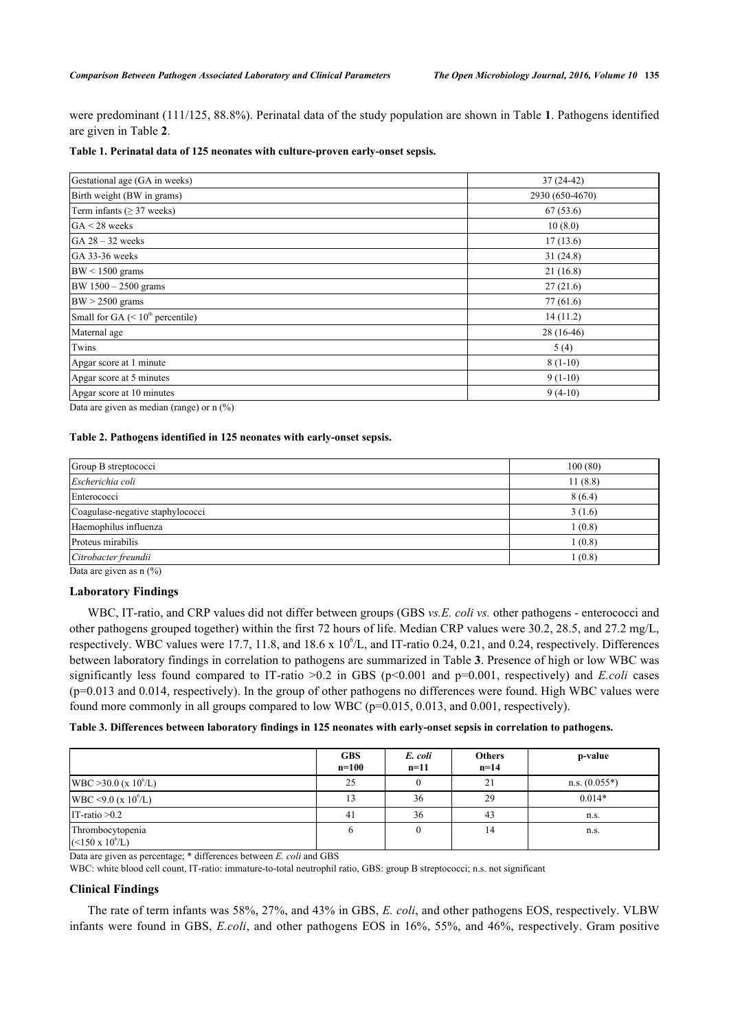were predominant (111/125, 88.8%). Perinatal data of the study population are shown in Table **1**. Pathogens identified are given in Table **2**.

**Table 1. Perinatal data of 125 neonates with culture-proven early-onset sepsis.**

| | |
|---|---|
| Gestational age (GA in weeks) | 37 (24-42) |
| Birth weight (BW in grams) | 2930 (650-4670) |
| Term infants (≥ 37 weeks) | 67 (53.6) |
| GA < 28 weeks | 10 (8.0) |
| GA 28 – 32 weeks | 17 (13.6) |
| GA 33-36 weeks | 31 (24.8) |
| BW < 1500 grams | 21 (16.8) |
| BW 1500 – 2500 grams | 27 (21.6) |
| BW > 2500 grams | 77 (61.6) |
| Small for GA (< 10th percentile) | 14 (11.2) |
| Maternal age | 28 (16-46) |
| Twins | 5 (4) |
| Apgar score at 1 minute | 8 (1-10) |
| Apgar score at 5 minutes | 9 (1-10) |
| Apgar score at 10 minutes | 9 (4-10) |

Data are given as median (range) or n (%)

**Table 2. Pathogens identified in 125 neonates with early-onset sepsis.**

| | |
|---|---|
| Group B streptococci | 100 (80) |
| *Escherichia coli* | 11 (8.8) |
| Enterococci | 8 (6.4) |
| Coagulase-negative staphylococci | 3 (1.6) |
| Haemophilus influenza | 1 (0.8) |
| Proteus mirabilis | 1 (0.8) |
| *Citrobacter freundii* | 1 (0.8) |

Data are given as n (%)

### Laboratory Findings

WBC, IT-ratio, and CRP values did not differ between groups (GBS *vs.E. coli vs.* other pathogens - enterococci and other pathogens grouped together) within the first 72 hours of life. Median CRP values were 30.2, 28.5, and 27.2 mg/L, respectively. WBC values were 17.7, 11.8, and 18.6 x $10^6$/L, and IT-ratio 0.24, 0.21, and 0.24, respectively. Differences between laboratory findings in correlation to pathogens are summarized in Table **3**. Presence of high or low WBC was significantly less found compared to IT-ratio >0.2 in GBS ($p<0.001$ and $p=0.001$, respectively) and *E.coli* cases ($p=0.013$ and $0.014$, respectively). In the group of other pathogens no differences were found. High WBC values were found more commonly in all groups compared to low WBC ($p=0.015$, $0.013$, and $0.001$, respectively).

**Table 3. Differences between laboratory findings in 125 neonates with early-onset sepsis in correlation to pathogens.**

| | GBS n=100 | *E. coli* n=11 | Others n=14 | p-value |
|---|---|---|---|---|
| WBC >30.0 (x $10^6$/L) | 25 | 0 | 21 | n.s. (0.055*) |
| WBC <9.0 (x $10^6$/L) | 13 | 36 | 29 | 0.014* |
| IT-ratio >0.2 | 41 | 36 | 43 | n.s. |
| Thrombocytopenia (<150 x $10^6$/L) | 6 | 0 | 14 | n.s. |

Data are given as percentage; * differences between *E. coli* and GBS

WBC: white blood cell count, IT-ratio: immature-to-total neutrophil ratio, GBS: group B streptococci; n.s. not significant

### Clinical Findings

The rate of term infants was 58%, 27%, and 43% in GBS, *E. coli*, and other pathogens EOS, respectively. VLBW infants were found in GBS, *E.coli*, and other pathogens EOS in 16%, 55%, and 46%, respectively. Gram positive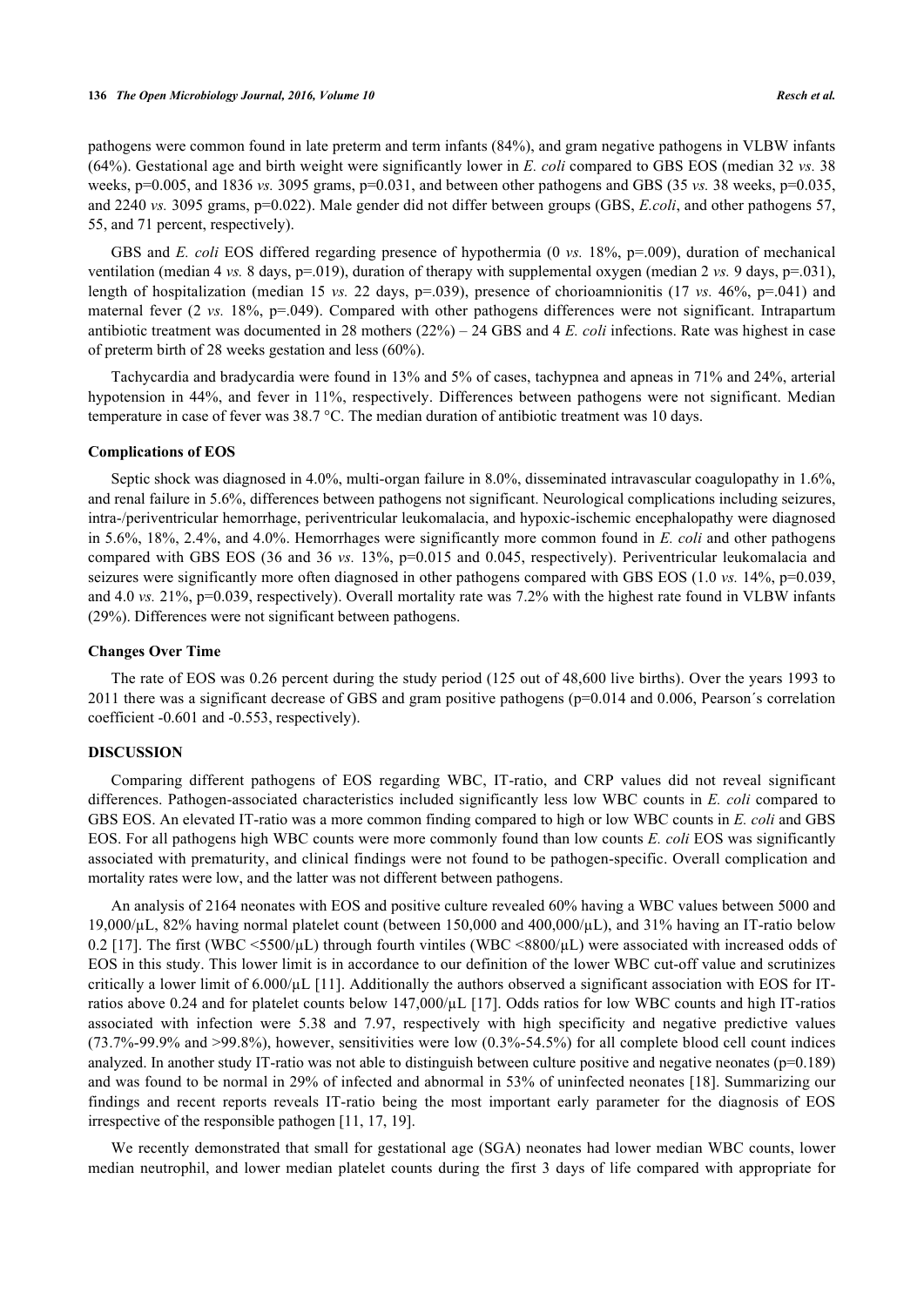pathogens were common found in late preterm and term infants (84%), and gram negative pathogens in VLBW infants (64%). Gestational age and birth weight were significantly lower in *E. coli* compared to GBS EOS (median 32 *vs.* 38 weeks, p=0.005, and 1836 *vs.* 3095 grams, p=0.031, and between other pathogens and GBS (35 *vs.* 38 weeks, p=0.035, and 2240 *vs.* 3095 grams, p=0.022). Male gender did not differ between groups (GBS, *E.coli*, and other pathogens 57, 55, and 71 percent, respectively).

GBS and *E. coli* EOS differed regarding presence of hypothermia (0 *vs.* 18%, p=.009), duration of mechanical ventilation (median 4 *vs.* 8 days, p=.019), duration of therapy with supplemental oxygen (median 2 *vs.* 9 days, p=.031), length of hospitalization (median 15 *vs.* 22 days, p=.039), presence of chorioamnionitis (17 *vs.* 46%, p=.041) and maternal fever (2 *vs.* 18%, p=.049). Compared with other pathogens differences were not significant. Intrapartum antibiotic treatment was documented in 28 mothers (22%) – 24 GBS and 4 *E. coli* infections. Rate was highest in case of preterm birth of 28 weeks gestation and less (60%).

Tachycardia and bradycardia were found in 13% and 5% of cases, tachypnea and apneas in 71% and 24%, arterial hypotension in 44%, and fever in 11%, respectively. Differences between pathogens were not significant. Median temperature in case of fever was 38.7 °C. The median duration of antibiotic treatment was 10 days.

### Complications of EOS

Septic shock was diagnosed in 4.0%, multi-organ failure in 8.0%, disseminated intravascular coagulopathy in 1.6%, and renal failure in 5.6%, differences between pathogens not significant. Neurological complications including seizures, intra-/periventricular hemorrhage, periventricular leukomalacia, and hypoxic-ischemic encephalopathy were diagnosed in 5.6%, 18%, 2.4%, and 4.0%. Hemorrhages were significantly more common found in *E. coli* and other pathogens compared with GBS EOS (36 and 36 *vs.* 13%, p=0.015 and 0.045, respectively). Periventricular leukomalacia and seizures were significantly more often diagnosed in other pathogens compared with GBS EOS (1.0 *vs.* 14%, p=0.039, and 4.0 *vs.* 21%, p=0.039, respectively). Overall mortality rate was 7.2% with the highest rate found in VLBW infants (29%). Differences were not significant between pathogens.

### Changes Over Time

The rate of EOS was 0.26 percent during the study period (125 out of 48,600 live births). Over the years 1993 to 2011 there was a significant decrease of GBS and gram positive pathogens (p=0.014 and 0.006, Pearson´s correlation coefficient -0.601 and -0.553, respectively).

## DISCUSSION

Comparing different pathogens of EOS regarding WBC, IT-ratio, and CRP values did not reveal significant differences. Pathogen-associated characteristics included significantly less low WBC counts in *E. coli* compared to GBS EOS. An elevated IT-ratio was a more common finding compared to high or low WBC counts in *E. coli* and GBS EOS. For all pathogens high WBC counts were more commonly found than low counts *E. coli* EOS was significantly associated with prematurity, and clinical findings were not found to be pathogen-specific. Overall complication and mortality rates were low, and the latter was not different between pathogens.

An analysis of 2164 neonates with EOS and positive culture revealed 60% having a WBC values between 5000 and 19,000/µL, 82% having normal platelet count (between 150,000 and 400,000/µL), and 31% having an IT-ratio below 0.2 [17]. The first (WBC <5500/µL) through fourth vintiles (WBC <8800/µL) were associated with increased odds of EOS in this study. This lower limit is in accordance to our definition of the lower WBC cut-off value and scrutinizes critically a lower limit of 6.000/µL [11]. Additionally the authors observed a significant association with EOS for IT-ratios above 0.24 and for platelet counts below 147,000/µL [17]. Odds ratios for low WBC counts and high IT-ratios associated with infection were 5.38 and 7.97, respectively with high specificity and negative predictive values (73.7%-99.9% and >99.8%), however, sensitivities were low (0.3%-54.5%) for all complete blood cell count indices analyzed. In another study IT-ratio was not able to distinguish between culture positive and negative neonates (p=0.189) and was found to be normal in 29% of infected and abnormal in 53% of uninfected neonates [18]. Summarizing our findings and recent reports reveals IT-ratio being the most important early parameter for the diagnosis of EOS irrespective of the responsible pathogen [11, 17, 19].

We recently demonstrated that small for gestational age (SGA) neonates had lower median WBC counts, lower median neutrophil, and lower median platelet counts during the first 3 days of life compared with appropriate for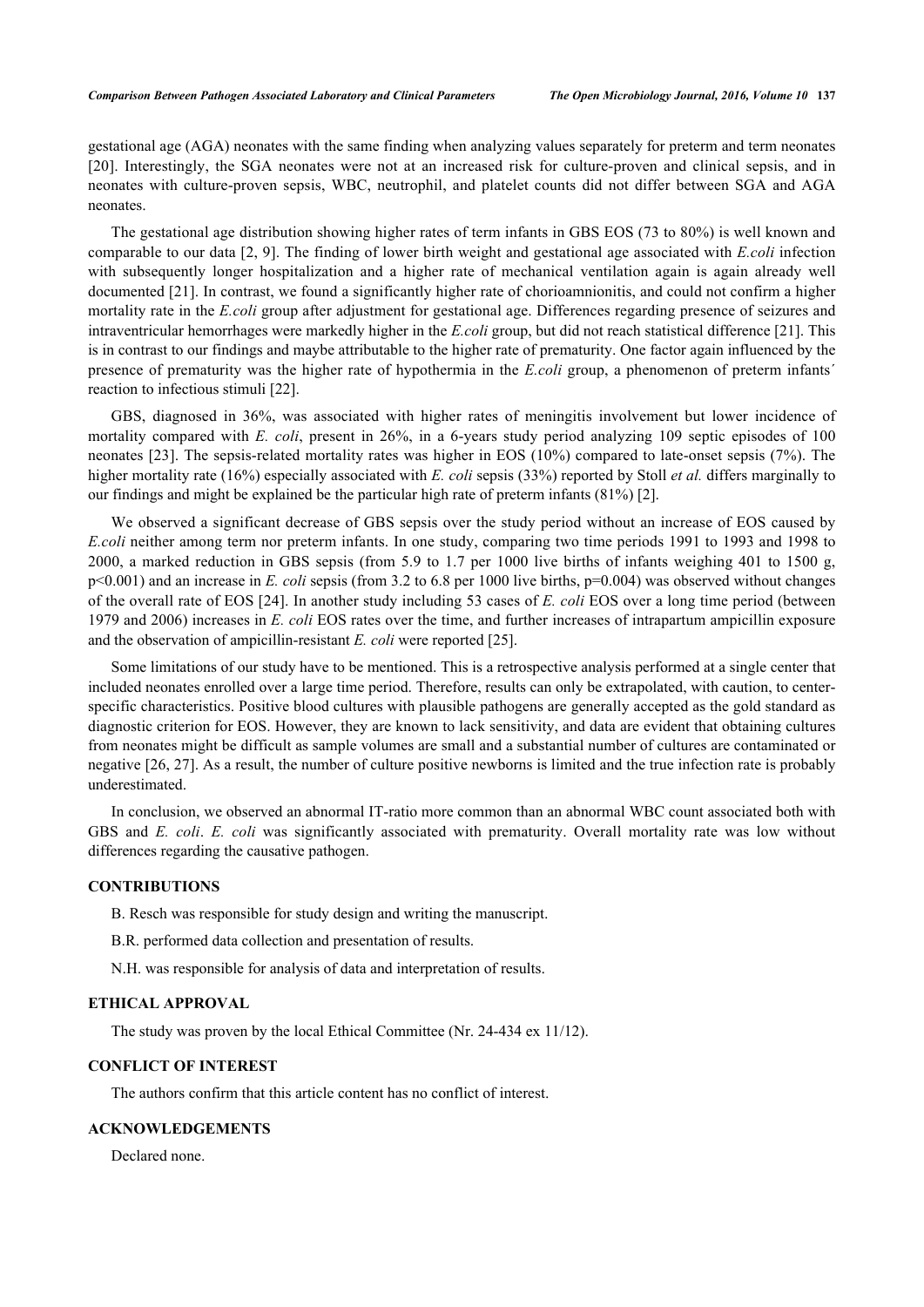gestational age (AGA) neonates with the same finding when analyzing values separately for preterm and term neonates [20]. Interestingly, the SGA neonates were not at an increased risk for culture-proven and clinical sepsis, and in neonates with culture-proven sepsis, WBC, neutrophil, and platelet counts did not differ between SGA and AGA neonates.

The gestational age distribution showing higher rates of term infants in GBS EOS (73 to 80%) is well known and comparable to our data [2, 9]. The finding of lower birth weight and gestational age associated with *E.coli* infection with subsequently longer hospitalization and a higher rate of mechanical ventilation again is again already well documented [21]. In contrast, we found a significantly higher rate of chorioamnionitis, and could not confirm a higher mortality rate in the *E.coli* group after adjustment for gestational age. Differences regarding presence of seizures and intraventricular hemorrhages were markedly higher in the *E.coli* group, but did not reach statistical difference [21]. This is in contrast to our findings and maybe attributable to the higher rate of prematurity. One factor again influenced by the presence of prematurity was the higher rate of hypothermia in the *E.coli* group, a phenomenon of preterm infants´ reaction to infectious stimuli [22].

GBS, diagnosed in 36%, was associated with higher rates of meningitis involvement but lower incidence of mortality compared with *E. coli*, present in 26%, in a 6-years study period analyzing 109 septic episodes of 100 neonates [23]. The sepsis-related mortality rates was higher in EOS (10%) compared to late-onset sepsis (7%). The higher mortality rate (16%) especially associated with *E. coli* sepsis (33%) reported by Stoll *et al.* differs marginally to our findings and might be explained be the particular high rate of preterm infants (81%) [2].

We observed a significant decrease of GBS sepsis over the study period without an increase of EOS caused by *E.coli* neither among term nor preterm infants. In one study, comparing two time periods 1991 to 1993 and 1998 to 2000, a marked reduction in GBS sepsis (from 5.9 to 1.7 per 1000 live births of infants weighing 401 to 1500 g, $p<0.001$) and an increase in *E. coli* sepsis (from 3.2 to 6.8 per 1000 live births, $p=0.004$) was observed without changes of the overall rate of EOS [24]. In another study including 53 cases of *E. coli* EOS over a long time period (between 1979 and 2006) increases in *E. coli* EOS rates over the time, and further increases of intrapartum ampicillin exposure and the observation of ampicillin-resistant *E. coli* were reported [25].

Some limitations of our study have to be mentioned. This is a retrospective analysis performed at a single center that included neonates enrolled over a large time period. Therefore, results can only be extrapolated, with caution, to center-specific characteristics. Positive blood cultures with plausible pathogens are generally accepted as the gold standard as diagnostic criterion for EOS. However, they are known to lack sensitivity, and data are evident that obtaining cultures from neonates might be difficult as sample volumes are small and a substantial number of cultures are contaminated or negative [26, 27]. As a result, the number of culture positive newborns is limited and the true infection rate is probably underestimated.

In conclusion, we observed an abnormal IT-ratio more common than an abnormal WBC count associated both with GBS and *E. coli*. *E. coli* was significantly associated with prematurity. Overall mortality rate was low without differences regarding the causative pathogen.

## CONTRIBUTIONS

B. Resch was responsible for study design and writing the manuscript.

B.R. performed data collection and presentation of results.

N.H. was responsible for analysis of data and interpretation of results.

## ETHICAL APPROVAL

The study was proven by the local Ethical Committee (Nr. 24-434 ex 11/12).

## CONFLICT OF INTEREST

The authors confirm that this article content has no conflict of interest.

## ACKNOWLEDGEMENTS

Declared none.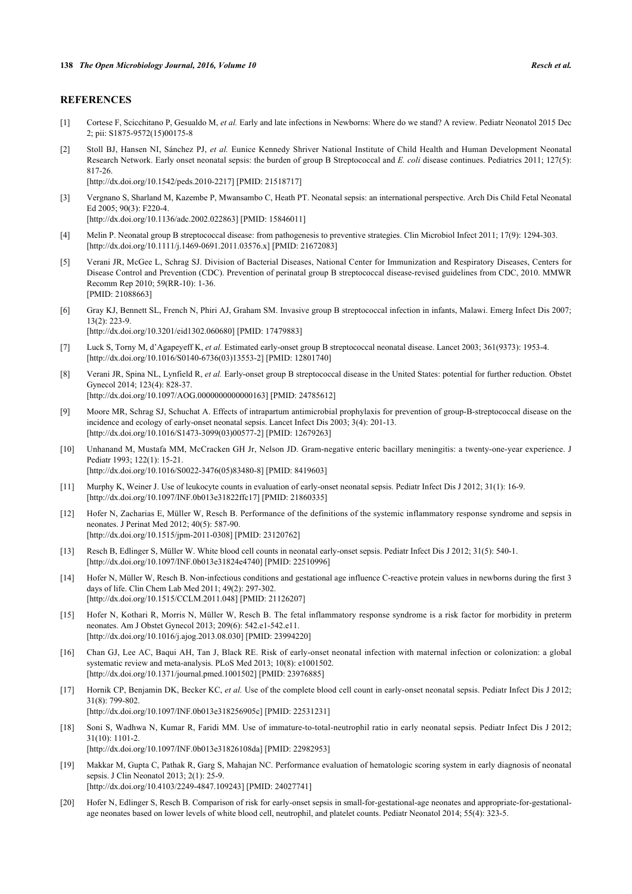## REFERENCES

[1] Cortese F, Scicchitano P, Gesualdo M, *et al.* Early and late infections in Newborns: Where do we stand? A review. Pediatr Neonatol 2015 Dec 2; pii: S1875-9572(15)00175-8

[2] Stoll BJ, Hansen NI, Sánchez PJ, *et al.* Eunice Kennedy Shriver National Institute of Child Health and Human Development Neonatal Research Network. Early onset neonatal sepsis: the burden of group B Streptococcal and *E. coli* disease continues. Pediatrics 2011; 127(5): 817-26.
[http://dx.doi.org/10.1542/peds.2010-2217] [PMID: 21518717]

[3] Vergnano S, Sharland M, Kazembe P, Mwansambo C, Heath PT. Neonatal sepsis: an international perspective. Arch Dis Child Fetal Neonatal Ed 2005; 90(3): F220-4.
[http://dx.doi.org/10.1136/adc.2002.022863] [PMID: 15846011]

[4] Melin P. Neonatal group B streptococcal disease: from pathogenesis to preventive strategies. Clin Microbiol Infect 2011; 17(9): 1294-303.
[http://dx.doi.org/10.1111/j.1469-0691.2011.03576.x] [PMID: 21672083]

[5] Verani JR, McGee L, Schrag SJ. Division of Bacterial Diseases, National Center for Immunization and Respiratory Diseases, Centers for Disease Control and Prevention (CDC). Prevention of perinatal group B streptococcal disease-revised guidelines from CDC, 2010. MMWR Recomm Rep 2010; 59(RR-10): 1-36.
[PMID: 21088663]

[6] Gray KJ, Bennett SL, French N, Phiri AJ, Graham SM. Invasive group B streptococcal infection in infants, Malawi. Emerg Infect Dis 2007; 13(2): 223-9.
[http://dx.doi.org/10.3201/eid1302.060680] [PMID: 17479883]

[7] Luck S, Torny M, d'Agapeyeff K, *et al.* Estimated early-onset group B streptococcal neonatal disease. Lancet 2003; 361(9373): 1953-4.
[http://dx.doi.org/10.1016/S0140-6736(03)13553-2] [PMID: 12801740]

[8] Verani JR, Spina NL, Lynfield R, *et al.* Early-onset group B streptococcal disease in the United States: potential for further reduction. Obstet Gynecol 2014; 123(4): 828-37.
[http://dx.doi.org/10.1097/AOG.0000000000000163] [PMID: 24785612]

[9] Moore MR, Schrag SJ, Schuchat A. Effects of intrapartum antimicrobial prophylaxis for prevention of group-B-streptococcal disease on the incidence and ecology of early-onset neonatal sepsis. Lancet Infect Dis 2003; 3(4): 201-13.
[http://dx.doi.org/10.1016/S1473-3099(03)00577-2] [PMID: 12679263]

[10] Unhanand M, Mustafa MM, McCracken GH Jr, Nelson JD. Gram-negative enteric bacillary meningitis: a twenty-one-year experience. J Pediatr 1993; 122(1): 15-21.
[http://dx.doi.org/10.1016/S0022-3476(05)83480-8] [PMID: 8419603]

[11] Murphy K, Weiner J. Use of leukocyte counts in evaluation of early-onset neonatal sepsis. Pediatr Infect Dis J 2012; 31(1): 16-9.
[http://dx.doi.org/10.1097/INF.0b013e31822ffc17] [PMID: 21860335]

[12] Hofer N, Zacharias E, Müller W, Resch B. Performance of the definitions of the systemic inflammatory response syndrome and sepsis in neonates. J Perinat Med 2012; 40(5): 587-90.
[http://dx.doi.org/10.1515/jpm-2011-0308] [PMID: 23120762]

[13] Resch B, Edlinger S, Müller W. White blood cell counts in neonatal early-onset sepsis. Pediatr Infect Dis J 2012; 31(5): 540-1.
[http://dx.doi.org/10.1097/INF.0b013e31824e4740] [PMID: 22510996]

[14] Hofer N, Müller W, Resch B. Non-infectious conditions and gestational age influence C-reactive protein values in newborns during the first 3 days of life. Clin Chem Lab Med 2011; 49(2): 297-302.
[http://dx.doi.org/10.1515/CCLM.2011.048] [PMID: 21126207]

[15] Hofer N, Kothari R, Morris N, Müller W, Resch B. The fetal inflammatory response syndrome is a risk factor for morbidity in preterm neonates. Am J Obstet Gynecol 2013; 209(6): 542.e1-542.e11.
[http://dx.doi.org/10.1016/j.ajog.2013.08.030] [PMID: 23994220]

[16] Chan GJ, Lee AC, Baqui AH, Tan J, Black RE. Risk of early-onset neonatal infection with maternal infection or colonization: a global systematic review and meta-analysis. PLoS Med 2013; 10(8): e1001502.
[http://dx.doi.org/10.1371/journal.pmed.1001502] [PMID: 23976885]

[17] Hornik CP, Benjamin DK, Becker KC, *et al.* Use of the complete blood cell count in early-onset neonatal sepsis. Pediatr Infect Dis J 2012; 31(8): 799-802.
[http://dx.doi.org/10.1097/INF.0b013e318256905c] [PMID: 22531231]

[18] Soni S, Wadhwa N, Kumar R, Faridi MM. Use of immature-to-total-neutrophil ratio in early neonatal sepsis. Pediatr Infect Dis J 2012; 31(10): 1101-2.
[http://dx.doi.org/10.1097/INF.0b013e31826108da] [PMID: 22982953]

[19] Makkar M, Gupta C, Pathak R, Garg S, Mahajan NC. Performance evaluation of hematologic scoring system in early diagnosis of neonatal sepsis. J Clin Neonatol 2013; 2(1): 25-9.
[http://dx.doi.org/10.4103/2249-4847.109243] [PMID: 24027741]

[20] Hofer N, Edlinger S, Resch B. Comparison of risk for early-onset sepsis in small-for-gestational-age neonates and appropriate-for-gestational-age neonates based on lower levels of white blood cell, neutrophil, and platelet counts. Pediatr Neonatol 2014; 55(4): 323-5.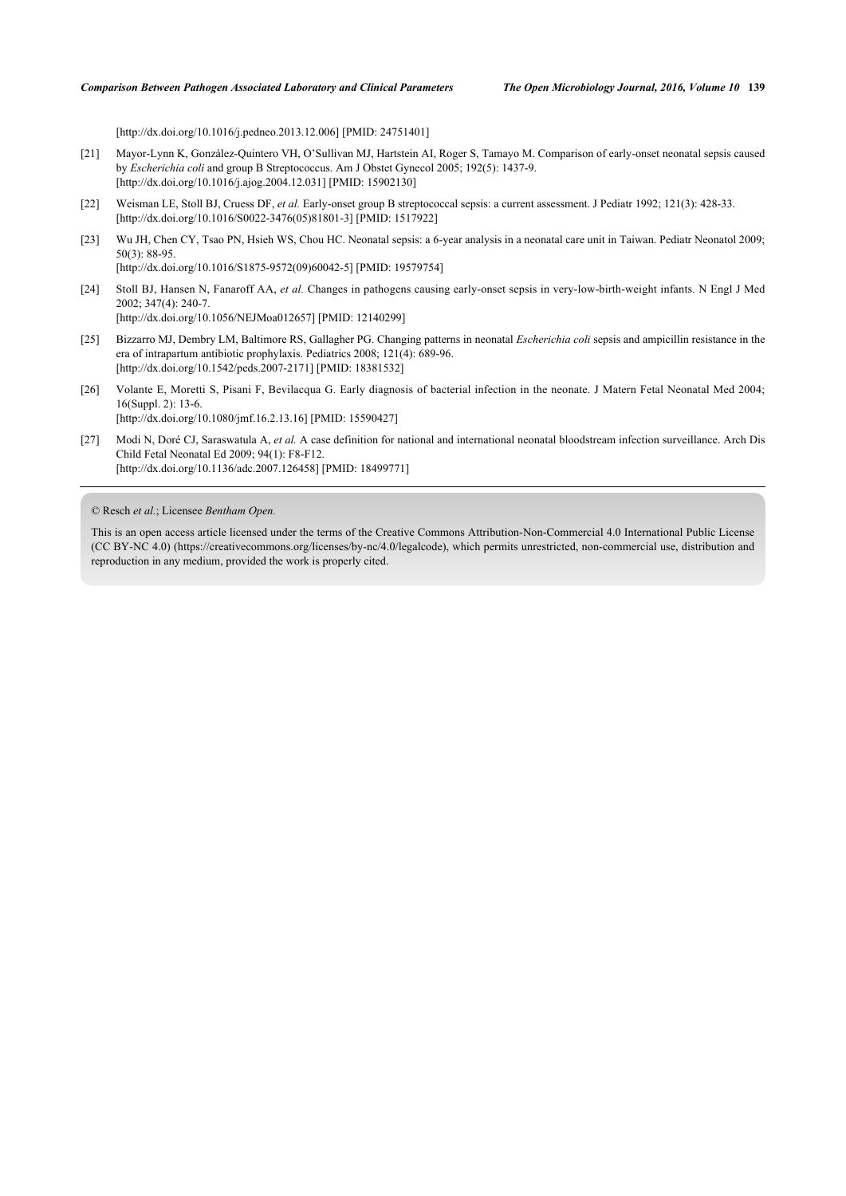[http://dx.doi.org/10.1016/j.pedneo.2013.12.006] [PMID: 24751401]

[21] Mayor-Lynn K, González-Quintero VH, O'Sullivan MJ, Hartstein AI, Roger S, Tamayo M. Comparison of early-onset neonatal sepsis caused by *Escherichia coli* and group B Streptococcus. Am J Obstet Gynecol 2005; 192(5): 1437-9.
[http://dx.doi.org/10.1016/j.ajog.2004.12.031] [PMID: 15902130]

[22] Weisman LE, Stoll BJ, Cruess DF, *et al.* Early-onset group B streptococcal sepsis: a current assessment. J Pediatr 1992; 121(3): 428-33.
[http://dx.doi.org/10.1016/S0022-3476(05)81801-3] [PMID: 1517922]

[23] Wu JH, Chen CY, Tsao PN, Hsieh WS, Chou HC. Neonatal sepsis: a 6-year analysis in a neonatal care unit in Taiwan. Pediatr Neonatol 2009; 50(3): 88-95.
[http://dx.doi.org/10.1016/S1875-9572(09)60042-5] [PMID: 19579754]

[24] Stoll BJ, Hansen N, Fanaroff AA, *et al.* Changes in pathogens causing early-onset sepsis in very-low-birth-weight infants. N Engl J Med 2002; 347(4): 240-7.
[http://dx.doi.org/10.1056/NEJMoa012657] [PMID: 12140299]

[25] Bizzarro MJ, Dembry LM, Baltimore RS, Gallagher PG. Changing patterns in neonatal *Escherichia coli* sepsis and ampicillin resistance in the era of intrapartum antibiotic prophylaxis. Pediatrics 2008; 121(4): 689-96.
[http://dx.doi.org/10.1542/peds.2007-2171] [PMID: 18381532]

[26] Volante E, Moretti S, Pisani F, Bevilacqua G. Early diagnosis of bacterial infection in the neonate. J Matern Fetal Neonatal Med 2004; 16(Suppl. 2): 13-6.
[http://dx.doi.org/10.1080/jmf.16.2.13.16] [PMID: 15590427]

[27] Modi N, Doré CJ, Saraswatula A, *et al.* A case definition for national and international neonatal bloodstream infection surveillance. Arch Dis Child Fetal Neonatal Ed 2009; 94(1): F8-F12.
[http://dx.doi.org/10.1136/adc.2007.126458] [PMID: 18499771]

---

© Resch *et al.*; Licensee *Bentham Open.*

This is an open access article licensed under the terms of the Creative Commons Attribution-Non-Commercial 4.0 International Public License (CC BY-NC 4.0) (https://creativecommons.org/licenses/by-nc/4.0/legalcode), which permits unrestricted, non-commercial use, distribution and reproduction in any medium, provided the work is properly cited.